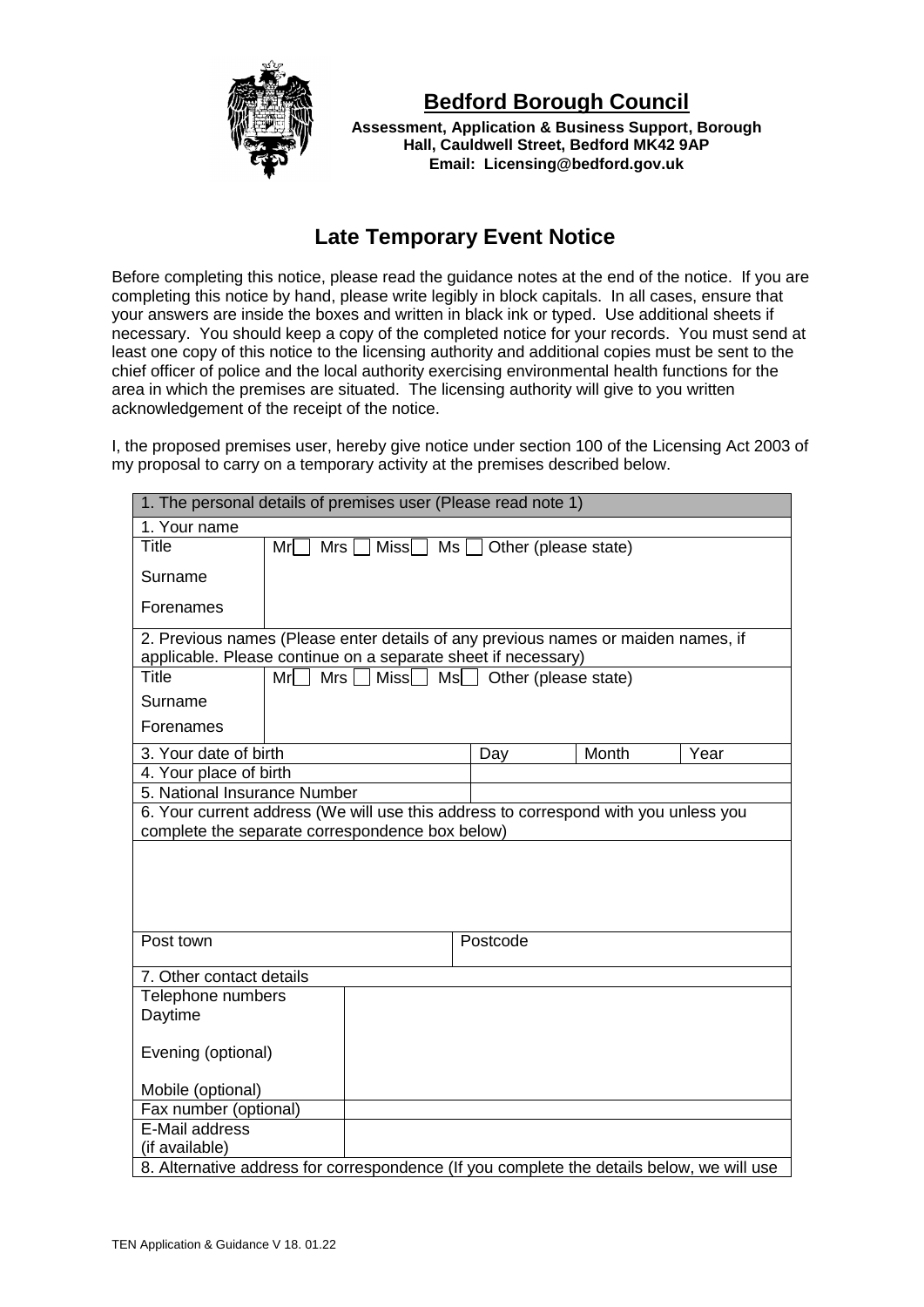## Bedford Borough Council

**Assessment, Application & Business Support, Borough Hall, Cauldwell Street, Bedford MK42 9AP**
**Email: Licensing@bedford.gov.uk**

# Late Temporary Event Notice

Before completing this notice, please read the guidance notes at the end of the notice. If you are completing this notice by hand, please write legibly in block capitals. In all cases, ensure that your answers are inside the boxes and written in black ink or typed. Use additional sheets if necessary. You should keep a copy of the completed notice for your records. You must send at least one copy of this notice to the licensing authority and additional copies must be sent to the chief officer of police and the local authority exercising environmental health functions for the area in which the premises are situated. The licensing authority will give to you written acknowledgement of the receipt of the notice.

I, the proposed premises user, hereby give notice under section 100 of the Licensing Act 2003 of my proposal to carry on a temporary activity at the premises described below.

| 1. The personal details of premises user (Please read note 1) | | | |
|---|---|---|---|
| 1. Your name | | | |
| Title | Mr ☐ Mrs ☐ Miss ☐ Ms ☐ Other (please state) | | |
| Surname | | | |
| Forenames | | | |
| 2. Previous names (Please enter details of any previous names or maiden names, if applicable. Please continue on a separate sheet if necessary) | | | |
| Title | Mr ☐ Mrs ☐ Miss ☐ Ms ☐ Other (please state) | | |
| Surname | | | |
| Forenames | | | |
| 3. Your date of birth | Day | Month | Year |
| 4. Your place of birth | | | |
| 5. National Insurance Number | | | |
| 6. Your current address (We will use this address to correspond with you unless you complete the separate correspondence box below) | | | |
| | | | |
| Post town | | Postcode | |
| 7. Other contact details | | | |
| Telephone numbers<br>Daytime<br><br>Evening (optional)<br><br>Mobile (optional) | | | |
| Fax number (optional) | | | |
| E-Mail address (if available) | | | |
| 8. Alternative address for correspondence (If you complete the details below, we will use | | | |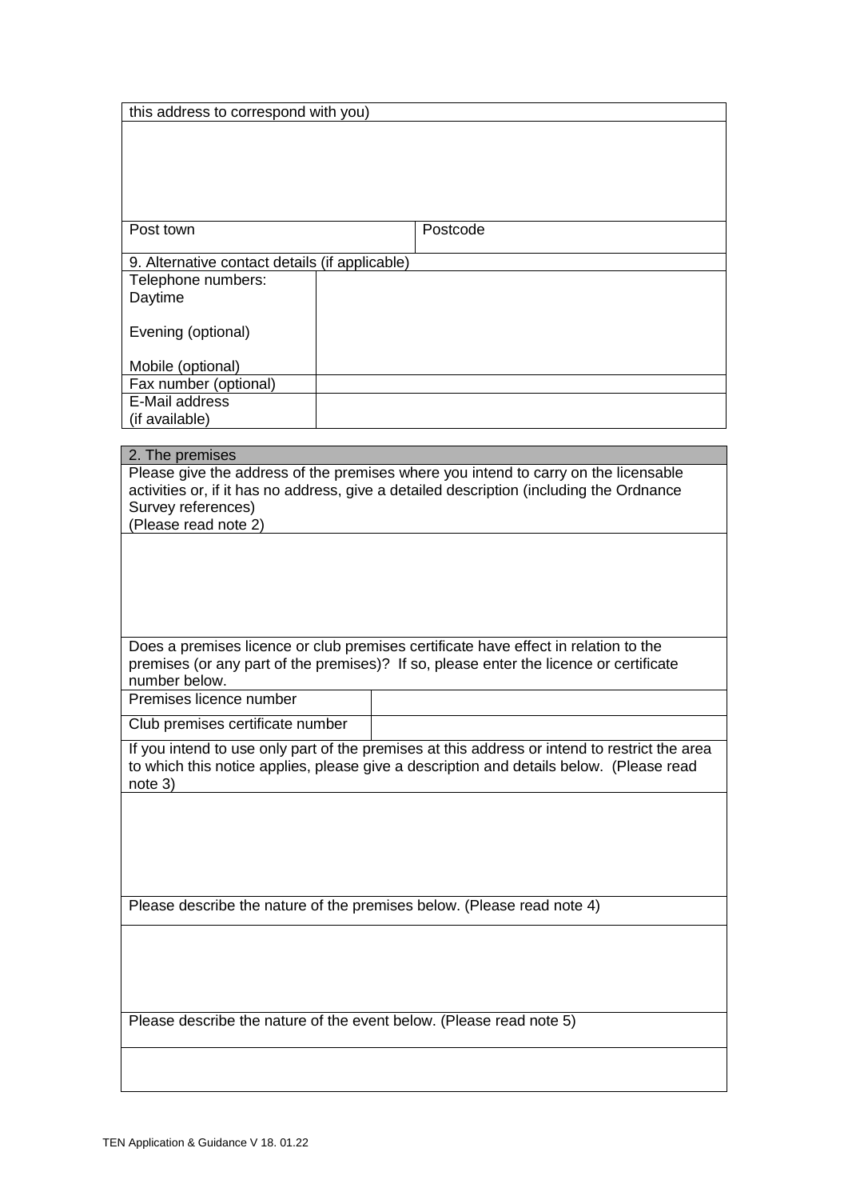| this address to correspond with you) | |
|---|---|
| | |
| Post town | Postcode |

| 9. Alternative contact details (if applicable) | |
|---|---|
| Telephone numbers:<br>Daytime<br><br>Evening (optional)<br><br>Mobile (optional) | |
| Fax number (optional) | |
| E-Mail address<br>(if available) | |

| 2. The premises |
|---|
| Please give the address of the premises where you intend to carry on the licensable activities or, if it has no address, give a detailed description (including the Ordnance Survey references)<br>(Please read note 2) |
| |
| Does a premises licence or club premises certificate have effect in relation to the premises (or any part of the premises)? If so, please enter the licence or certificate number below. |

| Premises licence number | |
|---|---|
| Club premises certificate number | |

| If you intend to use only part of the premises at this address or intend to restrict the area to which this notice applies, please give a description and details below. (Please read note 3) |
|---|
| |
| Please describe the nature of the premises below. (Please read note 4) |
| |
| Please describe the nature of the event below. (Please read note 5) |
| |

TEN Application & Guidance V 18. 01.22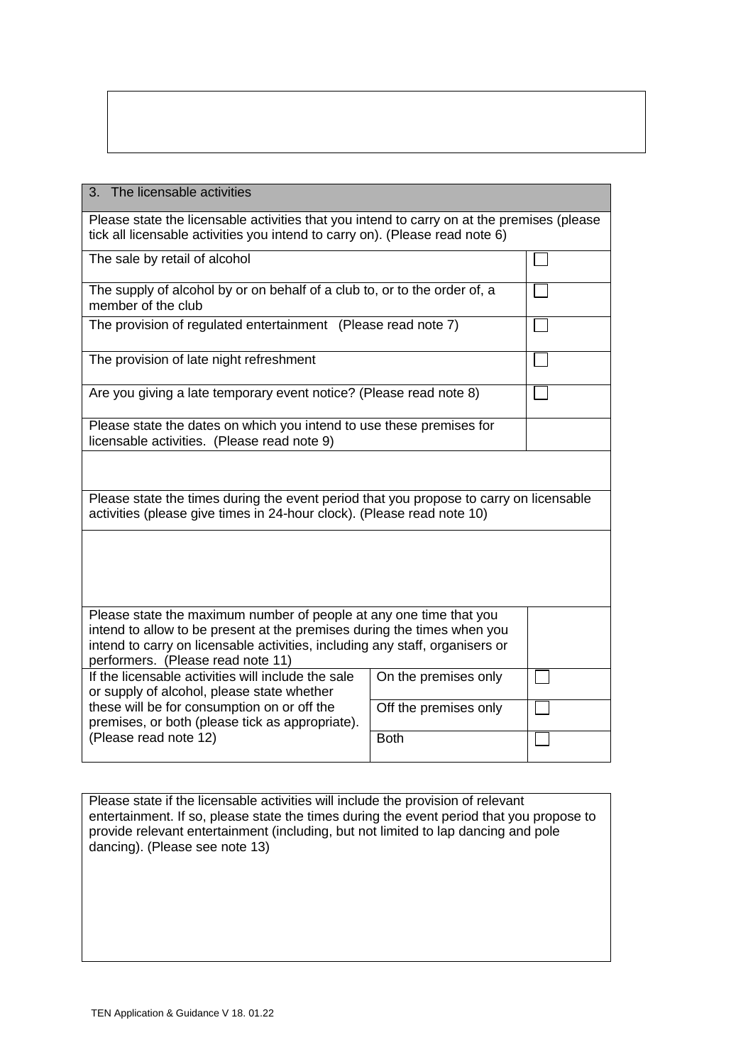## 3. The licensable activities

Please state the licensable activities that you intend to carry on at the premises (please tick all licensable activities you intend to carry on). (Please read note 6)

| Activity | |
|---|---|
| The sale by retail of alcohol | ☐ |
| The supply of alcohol by or on behalf of a club to, or to the order of, a member of the club | ☐ |
| The provision of regulated entertainment (Please read note 7) | ☐ |
| The provision of late night refreshment | ☐ |
| Are you giving a late temporary event notice? (Please read note 8) | ☐ |
| Please state the dates on which you intend to use these premises for licensable activities. (Please read note 9) | |

Please state the times during the event period that you propose to carry on licensable activities (please give times in 24-hour clock). (Please read note 10)

| | |
|---|---|
| Please state the maximum number of people at any one time that you intend to allow to be present at the premises during the times when you intend to carry on licensable activities, including any staff, organisers or performers. (Please read note 11) | |

| | | |
|---|---|---|
| If the licensable activities will include the sale or supply of alcohol, please state whether these will be for consumption on or off the premises, or both (please tick as appropriate). (Please read note 12) | On the premises only | ☐ |
| | Off the premises only | ☐ |
| | Both | ☐ |

Please state if the licensable activities will include the provision of relevant entertainment. If so, please state the times during the event period that you propose to provide relevant entertainment (including, but not limited to lap dancing and pole dancing). (Please see note 13)

TEN Application & Guidance V 18. 01.22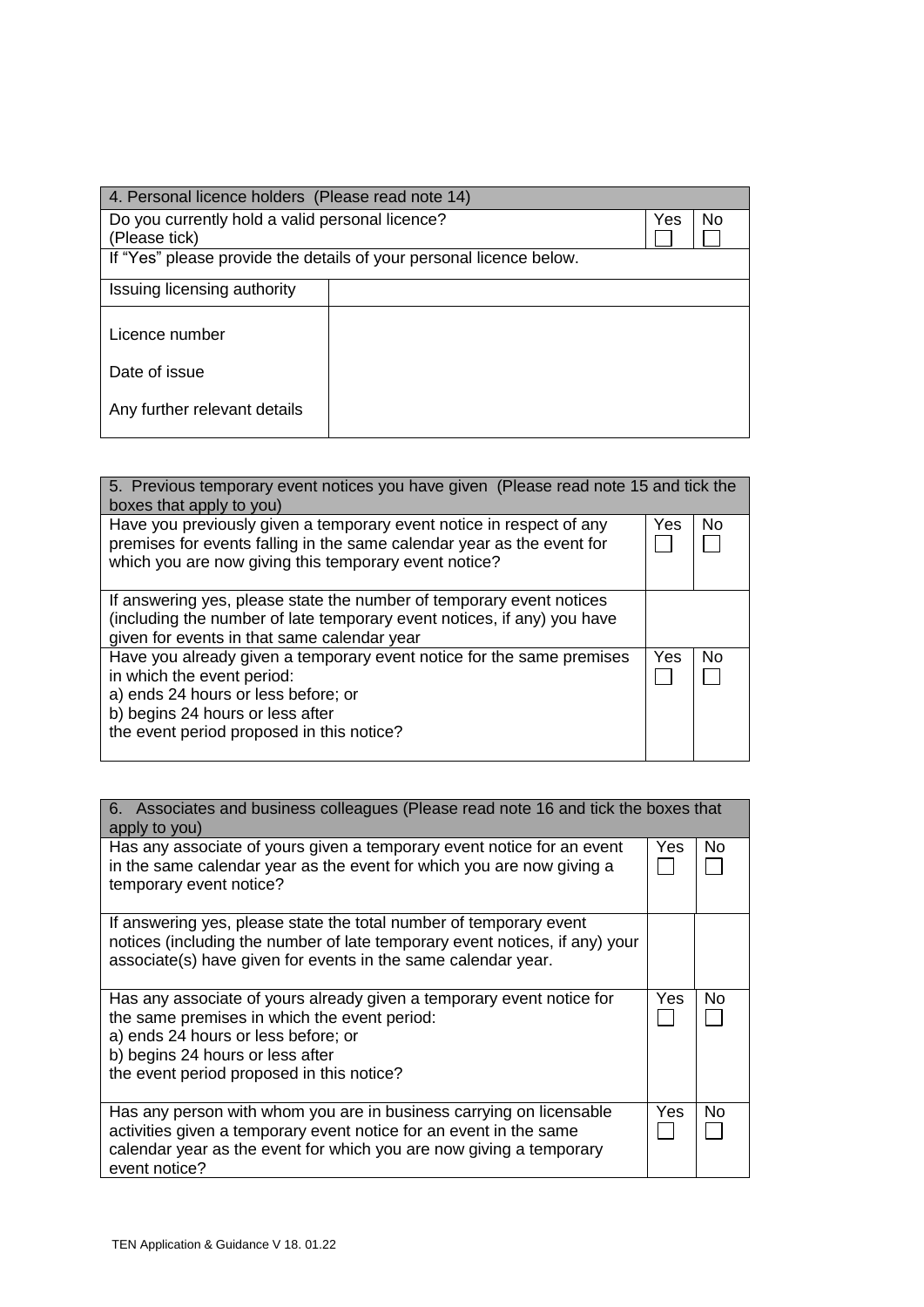| 4. Personal licence holders (Please read note 14) | | | |
|---|---|---|---|
| Do you currently hold a valid personal licence? (Please tick) | | Yes ☐ | No ☐ |
| If "Yes" please provide the details of your personal licence below. | | | |
| Issuing licensing authority | | | |
| Licence number<br><br>Date of issue<br><br>Any further relevant details | | | |

| 5. Previous temporary event notices you have given (Please read note 15 and tick the boxes that apply to you) | | |
|---|---|---|
| Have you previously given a temporary event notice in respect of any premises for events falling in the same calendar year as the event for which you are now giving this temporary event notice? | Yes ☐ | No ☐ |
| If answering yes, please state the number of temporary event notices (including the number of late temporary event notices, if any) you have given for events in that same calendar year | | |
| Have you already given a temporary event notice for the same premises in which the event period:<br>a) ends 24 hours or less before; or<br>b) begins 24 hours or less after<br>the event period proposed in this notice? | Yes ☐ | No ☐ |

| 6. Associates and business colleagues (Please read note 16 and tick the boxes that apply to you) | | |
|---|---|---|
| Has any associate of yours given a temporary event notice for an event in the same calendar year as the event for which you are now giving a temporary event notice? | Yes ☐ | No ☐ |
| If answering yes, please state the total number of temporary event notices (including the number of late temporary event notices, if any) your associate(s) have given for events in the same calendar year. | | |
| Has any associate of yours already given a temporary event notice for the same premises in which the event period:<br>a) ends 24 hours or less before; or<br>b) begins 24 hours or less after<br>the event period proposed in this notice? | Yes ☐ | No ☐ |
| Has any person with whom you are in business carrying on licensable activities given a temporary event notice for an event in the same calendar year as the event for which you are now giving a temporary event notice? | Yes ☐ | No ☐ |

TEN Application & Guidance V 18. 01.22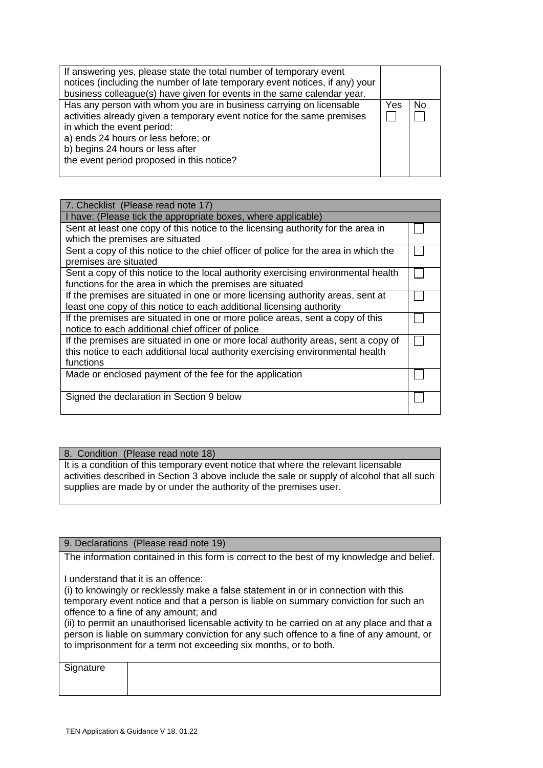| | | |
|---|---|---|
| If answering yes, please state the total number of temporary event notices (including the number of late temporary event notices, if any) your business colleague(s) have given for events in the same calendar year. | | |
| Has any person with whom you are in business carrying on licensable activities already given a temporary event notice for the same premises in which the event period:<br>a) ends 24 hours or less before; or<br>b) begins 24 hours or less after<br>the event period proposed in this notice? | Yes ☐ | No ☐ |

| 7. Checklist (Please read note 17) | |
|---|---|
| I have: (Please tick the appropriate boxes, where applicable) | |
| Sent at least one copy of this notice to the licensing authority for the area in which the premises are situated | ☐ |
| Sent a copy of this notice to the chief officer of police for the area in which the premises are situated | ☐ |
| Sent a copy of this notice to the local authority exercising environmental health functions for the area in which the premises are situated | ☐ |
| If the premises are situated in one or more licensing authority areas, sent at least one copy of this notice to each additional licensing authority | ☐ |
| If the premises are situated in one or more police areas, sent a copy of this notice to each additional chief officer of police | ☐ |
| If the premises are situated in one or more local authority areas, sent a copy of this notice to each additional local authority exercising environmental health functions | ☐ |
| Made or enclosed payment of the fee for the application | ☐ |
| Signed the declaration in Section 9 below | ☐ |

## 8. Condition (Please read note 18)

It is a condition of this temporary event notice that where the relevant licensable activities described in Section 3 above include the sale or supply of alcohol that all such supplies are made by or under the authority of the premises user.

## 9. Declarations (Please read note 19)

The information contained in this form is correct to the best of my knowledge and belief.

I understand that it is an offence:

(i) to knowingly or recklessly make a false statement in or in connection with this temporary event notice and that a person is liable on summary conviction for such an offence to a fine of any amount; and

(ii) to permit an unauthorised licensable activity to be carried on at any place and that a person is liable on summary conviction for any such offence to a fine of any amount, or to imprisonment for a term not exceeding six months, or to both.

| | |
|---|---|
| Signature | |

TEN Application & Guidance V 18. 01.22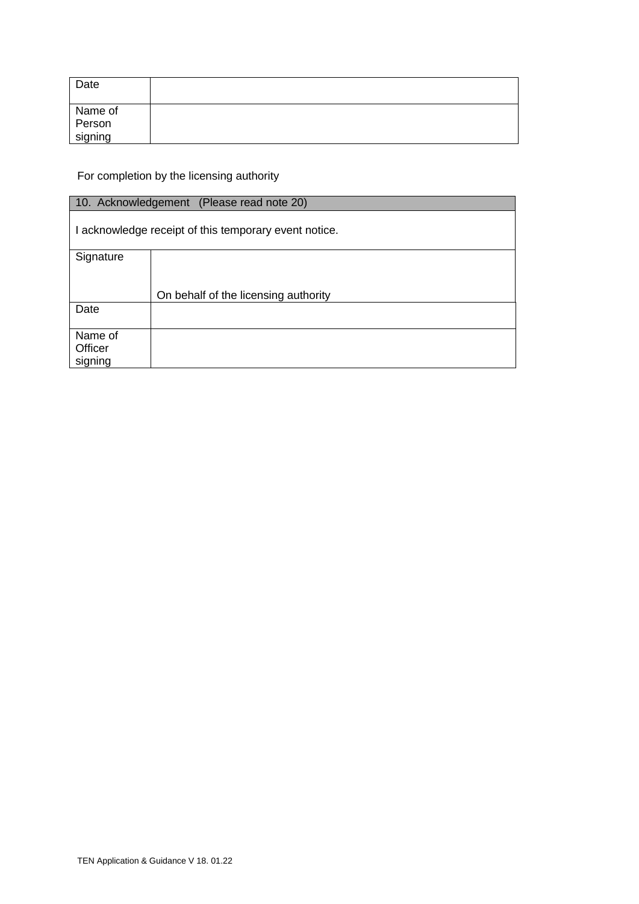| | |
|---|---|
| Date | |
| Name of Person signing | |

For completion by the licensing authority

| 10. Acknowledgement (Please read note 20) | |
|---|---|
| I acknowledge receipt of this temporary event notice. | |
| Signature | On behalf of the licensing authority |
| Date | |
| Name of Officer signing | |

TEN Application & Guidance V 18. 01.22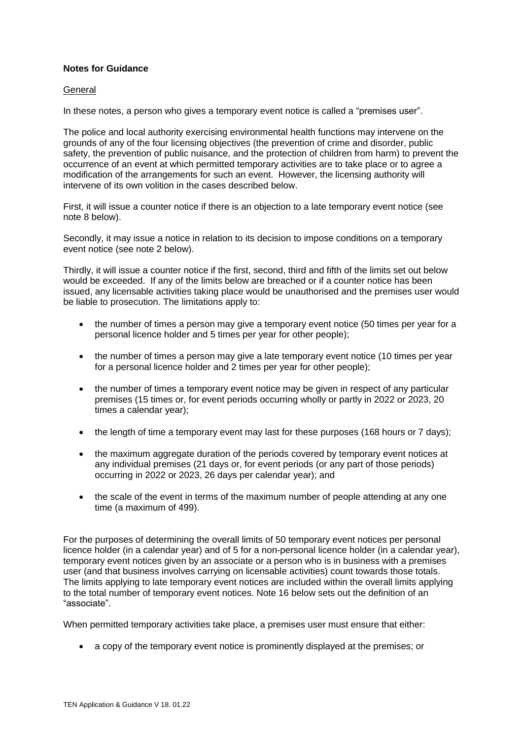**Notes for Guidance**

General

In these notes, a person who gives a temporary event notice is called a "premises user".

The police and local authority exercising environmental health functions may intervene on the grounds of any of the four licensing objectives (the prevention of crime and disorder, public safety, the prevention of public nuisance, and the protection of children from harm) to prevent the occurrence of an event at which permitted temporary activities are to take place or to agree a modification of the arrangements for such an event. However, the licensing authority will intervene of its own volition in the cases described below.

First, it will issue a counter notice if there is an objection to a late temporary event notice (see note 8 below).

Secondly, it may issue a notice in relation to its decision to impose conditions on a temporary event notice (see note 2 below).

Thirdly, it will issue a counter notice if the first, second, third and fifth of the limits set out below would be exceeded. If any of the limits below are breached or if a counter notice has been issued, any licensable activities taking place would be unauthorised and the premises user would be liable to prosecution. The limitations apply to:

- the number of times a person may give a temporary event notice (50 times per year for a personal licence holder and 5 times per year for other people);
- the number of times a person may give a late temporary event notice (10 times per year for a personal licence holder and 2 times per year for other people);
- the number of times a temporary event notice may be given in respect of any particular premises (15 times or, for event periods occurring wholly or partly in 2022 or 2023, 20 times a calendar year);
- the length of time a temporary event may last for these purposes (168 hours or 7 days);
- the maximum aggregate duration of the periods covered by temporary event notices at any individual premises (21 days or, for event periods (or any part of those periods) occurring in 2022 or 2023, 26 days per calendar year); and
- the scale of the event in terms of the maximum number of people attending at any one time (a maximum of 499).

For the purposes of determining the overall limits of 50 temporary event notices per personal licence holder (in a calendar year) and of 5 for a non-personal licence holder (in a calendar year), temporary event notices given by an associate or a person who is in business with a premises user (and that business involves carrying on licensable activities) count towards those totals. The limits applying to late temporary event notices are included within the overall limits applying to the total number of temporary event notices. Note 16 below sets out the definition of an "associate".

When permitted temporary activities take place, a premises user must ensure that either:

- a copy of the temporary event notice is prominently displayed at the premises; or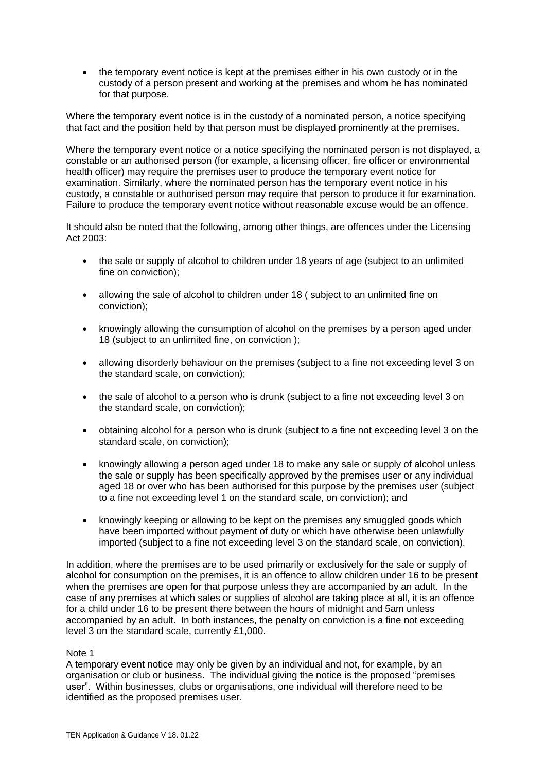- the temporary event notice is kept at the premises either in his own custody or in the custody of a person present and working at the premises and whom he has nominated for that purpose.

Where the temporary event notice is in the custody of a nominated person, a notice specifying that fact and the position held by that person must be displayed prominently at the premises.

Where the temporary event notice or a notice specifying the nominated person is not displayed, a constable or an authorised person (for example, a licensing officer, fire officer or environmental health officer) may require the premises user to produce the temporary event notice for examination. Similarly, where the nominated person has the temporary event notice in his custody, a constable or authorised person may require that person to produce it for examination. Failure to produce the temporary event notice without reasonable excuse would be an offence.

It should also be noted that the following, among other things, are offences under the Licensing Act 2003:

- the sale or supply of alcohol to children under 18 years of age (subject to an unlimited fine on conviction);
- allowing the sale of alcohol to children under 18 ( subject to an unlimited fine on conviction);
- knowingly allowing the consumption of alcohol on the premises by a person aged under 18 (subject to an unlimited fine, on conviction );
- allowing disorderly behaviour on the premises (subject to a fine not exceeding level 3 on the standard scale, on conviction);
- the sale of alcohol to a person who is drunk (subject to a fine not exceeding level 3 on the standard scale, on conviction);
- obtaining alcohol for a person who is drunk (subject to a fine not exceeding level 3 on the standard scale, on conviction);
- knowingly allowing a person aged under 18 to make any sale or supply of alcohol unless the sale or supply has been specifically approved by the premises user or any individual aged 18 or over who has been authorised for this purpose by the premises user (subject to a fine not exceeding level 1 on the standard scale, on conviction); and
- knowingly keeping or allowing to be kept on the premises any smuggled goods which have been imported without payment of duty or which have otherwise been unlawfully imported (subject to a fine not exceeding level 3 on the standard scale, on conviction).

In addition, where the premises are to be used primarily or exclusively for the sale or supply of alcohol for consumption on the premises, it is an offence to allow children under 16 to be present when the premises are open for that purpose unless they are accompanied by an adult. In the case of any premises at which sales or supplies of alcohol are taking place at all, it is an offence for a child under 16 to be present there between the hours of midnight and 5am unless accompanied by an adult. In both instances, the penalty on conviction is a fine not exceeding level 3 on the standard scale, currently £1,000.

Note 1

A temporary event notice may only be given by an individual and not, for example, by an organisation or club or business. The individual giving the notice is the proposed "premises user". Within businesses, clubs or organisations, one individual will therefore need to be identified as the proposed premises user.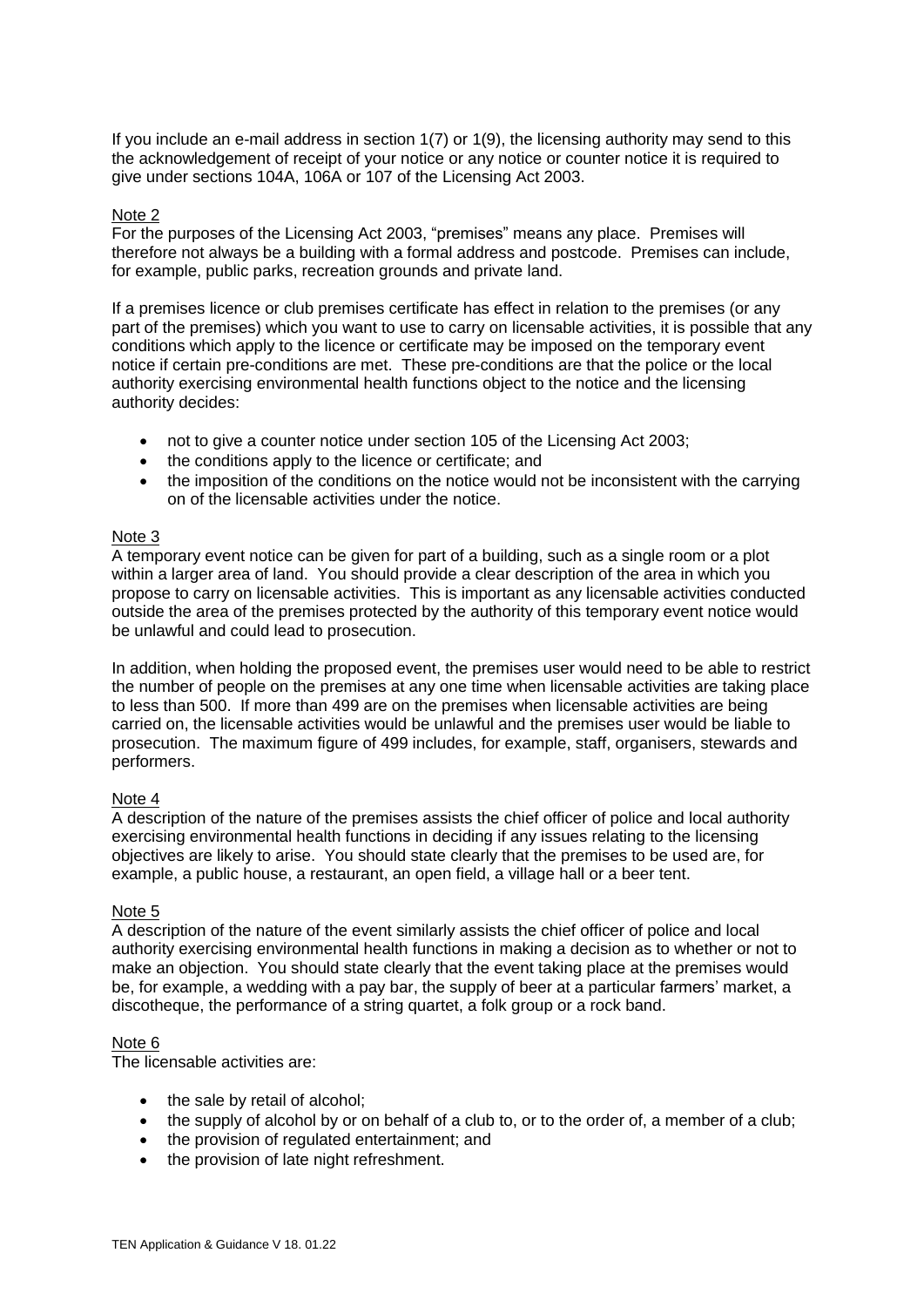If you include an e-mail address in section 1(7) or 1(9), the licensing authority may send to this the acknowledgement of receipt of your notice or any notice or counter notice it is required to give under sections 104A, 106A or 107 of the Licensing Act 2003.

Note 2

For the purposes of the Licensing Act 2003, "premises" means any place. Premises will therefore not always be a building with a formal address and postcode. Premises can include, for example, public parks, recreation grounds and private land.

If a premises licence or club premises certificate has effect in relation to the premises (or any part of the premises) which you want to use to carry on licensable activities, it is possible that any conditions which apply to the licence or certificate may be imposed on the temporary event notice if certain pre-conditions are met. These pre-conditions are that the police or the local authority exercising environmental health functions object to the notice and the licensing authority decides:

- not to give a counter notice under section 105 of the Licensing Act 2003;
- the conditions apply to the licence or certificate; and
- the imposition of the conditions on the notice would not be inconsistent with the carrying on of the licensable activities under the notice.

Note 3

A temporary event notice can be given for part of a building, such as a single room or a plot within a larger area of land. You should provide a clear description of the area in which you propose to carry on licensable activities. This is important as any licensable activities conducted outside the area of the premises protected by the authority of this temporary event notice would be unlawful and could lead to prosecution.

In addition, when holding the proposed event, the premises user would need to be able to restrict the number of people on the premises at any one time when licensable activities are taking place to less than 500. If more than 499 are on the premises when licensable activities are being carried on, the licensable activities would be unlawful and the premises user would be liable to prosecution. The maximum figure of 499 includes, for example, staff, organisers, stewards and performers.

Note 4

A description of the nature of the premises assists the chief officer of police and local authority exercising environmental health functions in deciding if any issues relating to the licensing objectives are likely to arise. You should state clearly that the premises to be used are, for example, a public house, a restaurant, an open field, a village hall or a beer tent.

Note 5

A description of the nature of the event similarly assists the chief officer of police and local authority exercising environmental health functions in making a decision as to whether or not to make an objection. You should state clearly that the event taking place at the premises would be, for example, a wedding with a pay bar, the supply of beer at a particular farmers' market, a discotheque, the performance of a string quartet, a folk group or a rock band.

Note 6

The licensable activities are:

- the sale by retail of alcohol;
- the supply of alcohol by or on behalf of a club to, or to the order of, a member of a club;
- the provision of regulated entertainment; and
- the provision of late night refreshment.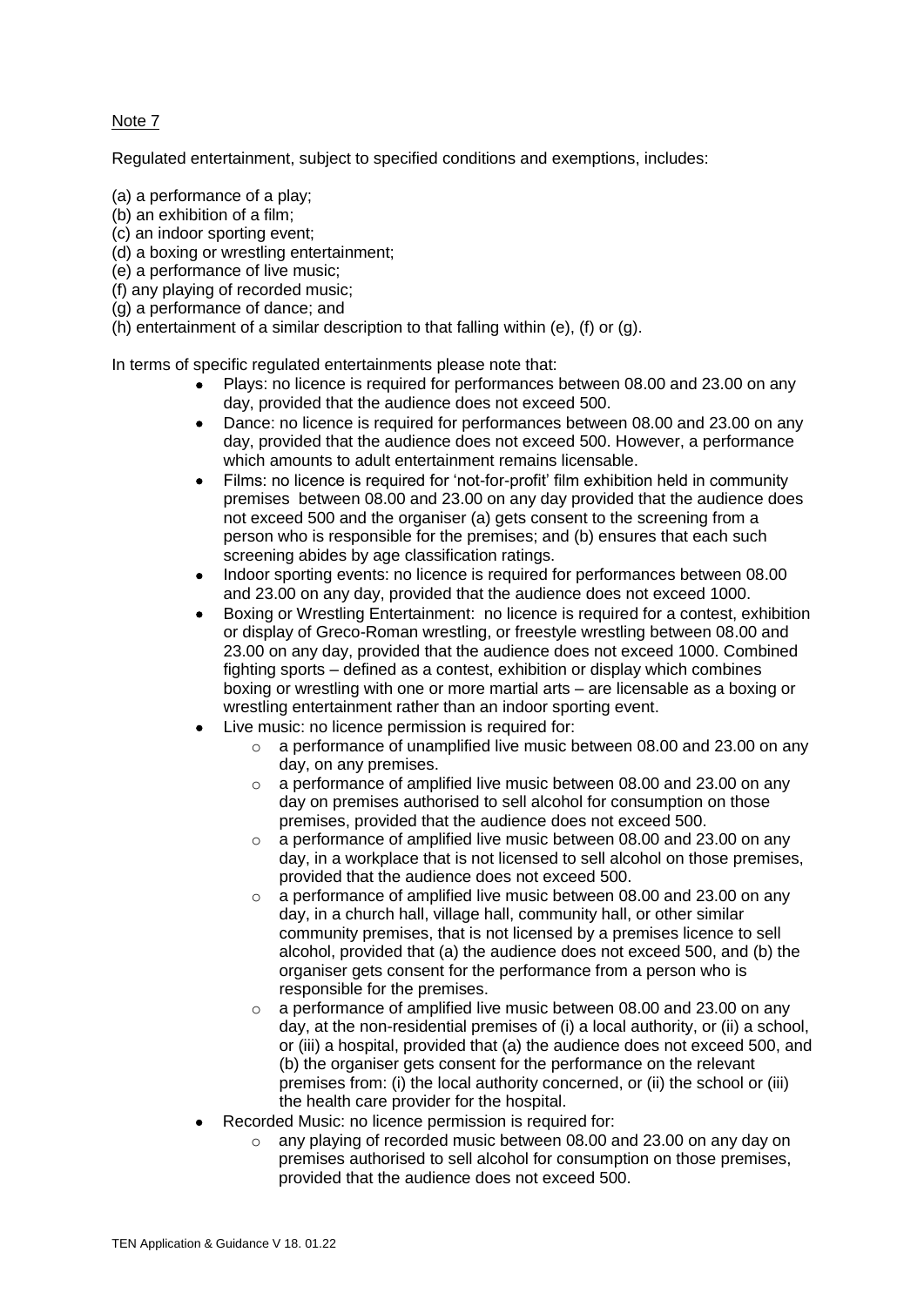Note 7

Regulated entertainment, subject to specified conditions and exemptions, includes:

(a) a performance of a play;
(b) an exhibition of a film;
(c) an indoor sporting event;
(d) a boxing or wrestling entertainment;
(e) a performance of live music;
(f) any playing of recorded music;
(g) a performance of dance; and
(h) entertainment of a similar description to that falling within (e), (f) or (g).

In terms of specific regulated entertainments please note that:

- Plays: no licence is required for performances between 08.00 and 23.00 on any day, provided that the audience does not exceed 500.
- Dance: no licence is required for performances between 08.00 and 23.00 on any day, provided that the audience does not exceed 500. However, a performance which amounts to adult entertainment remains licensable.
- Films: no licence is required for 'not-for-profit' film exhibition held in community premises between 08.00 and 23.00 on any day provided that the audience does not exceed 500 and the organiser (a) gets consent to the screening from a person who is responsible for the premises; and (b) ensures that each such screening abides by age classification ratings.
- Indoor sporting events: no licence is required for performances between 08.00 and 23.00 on any day, provided that the audience does not exceed 1000.
- Boxing or Wrestling Entertainment: no licence is required for a contest, exhibition or display of Greco-Roman wrestling, or freestyle wrestling between 08.00 and 23.00 on any day, provided that the audience does not exceed 1000. Combined fighting sports – defined as a contest, exhibition or display which combines boxing or wrestling with one or more martial arts – are licensable as a boxing or wrestling entertainment rather than an indoor sporting event.
- Live music: no licence permission is required for:
  - a performance of unamplified live music between 08.00 and 23.00 on any day, on any premises.
  - a performance of amplified live music between 08.00 and 23.00 on any day on premises authorised to sell alcohol for consumption on those premises, provided that the audience does not exceed 500.
  - a performance of amplified live music between 08.00 and 23.00 on any day, in a workplace that is not licensed to sell alcohol on those premises, provided that the audience does not exceed 500.
  - a performance of amplified live music between 08.00 and 23.00 on any day, in a church hall, village hall, community hall, or other similar community premises, that is not licensed by a premises licence to sell alcohol, provided that (a) the audience does not exceed 500, and (b) the organiser gets consent for the performance from a person who is responsible for the premises.
  - a performance of amplified live music between 08.00 and 23.00 on any day, at the non-residential premises of (i) a local authority, or (ii) a school, or (iii) a hospital, provided that (a) the audience does not exceed 500, and (b) the organiser gets consent for the performance on the relevant premises from: (i) the local authority concerned, or (ii) the school or (iii) the health care provider for the hospital.
- Recorded Music: no licence permission is required for:
  - any playing of recorded music between 08.00 and 23.00 on any day on premises authorised to sell alcohol for consumption on those premises, provided that the audience does not exceed 500.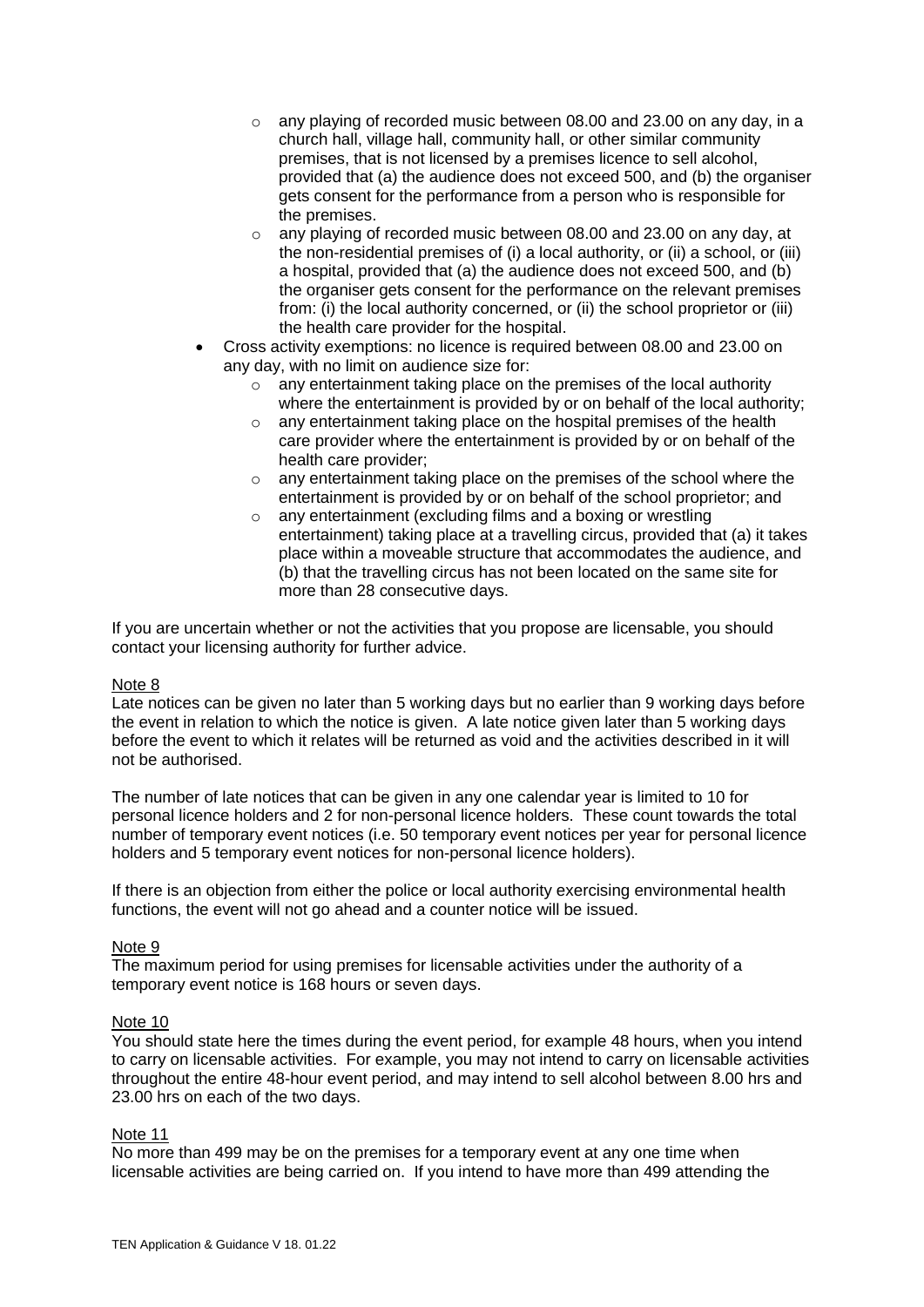- any playing of recorded music between 08.00 and 23.00 on any day, in a church hall, village hall, community hall, or other similar community premises, that is not licensed by a premises licence to sell alcohol, provided that (a) the audience does not exceed 500, and (b) the organiser gets consent for the performance from a person who is responsible for the premises.
    - any playing of recorded music between 08.00 and 23.00 on any day, at the non-residential premises of (i) a local authority, or (ii) a school, or (iii) a hospital, provided that (a) the audience does not exceed 500, and (b) the organiser gets consent for the performance on the relevant premises from: (i) the local authority concerned, or (ii) the school proprietor or (iii) the health care provider for the hospital.
- Cross activity exemptions: no licence is required between 08.00 and 23.00 on any day, with no limit on audience size for:
    - any entertainment taking place on the premises of the local authority where the entertainment is provided by or on behalf of the local authority;
    - any entertainment taking place on the hospital premises of the health care provider where the entertainment is provided by or on behalf of the health care provider;
    - any entertainment taking place on the premises of the school where the entertainment is provided by or on behalf of the school proprietor; and
    - any entertainment (excluding films and a boxing or wrestling entertainment) taking place at a travelling circus, provided that (a) it takes place within a moveable structure that accommodates the audience, and (b) that the travelling circus has not been located on the same site for more than 28 consecutive days.

If you are uncertain whether or not the activities that you propose are licensable, you should contact your licensing authority for further advice.

Note 8

Late notices can be given no later than 5 working days but no earlier than 9 working days before the event in relation to which the notice is given. A late notice given later than 5 working days before the event to which it relates will be returned as void and the activities described in it will not be authorised.

The number of late notices that can be given in any one calendar year is limited to 10 for personal licence holders and 2 for non-personal licence holders. These count towards the total number of temporary event notices (i.e. 50 temporary event notices per year for personal licence holders and 5 temporary event notices for non-personal licence holders).

If there is an objection from either the police or local authority exercising environmental health functions, the event will not go ahead and a counter notice will be issued.

Note 9

The maximum period for using premises for licensable activities under the authority of a temporary event notice is 168 hours or seven days.

Note 10

You should state here the times during the event period, for example 48 hours, when you intend to carry on licensable activities. For example, you may not intend to carry on licensable activities throughout the entire 48-hour event period, and may intend to sell alcohol between 8.00 hrs and 23.00 hrs on each of the two days.

Note 11

No more than 499 may be on the premises for a temporary event at any one time when licensable activities are being carried on. If you intend to have more than 499 attending the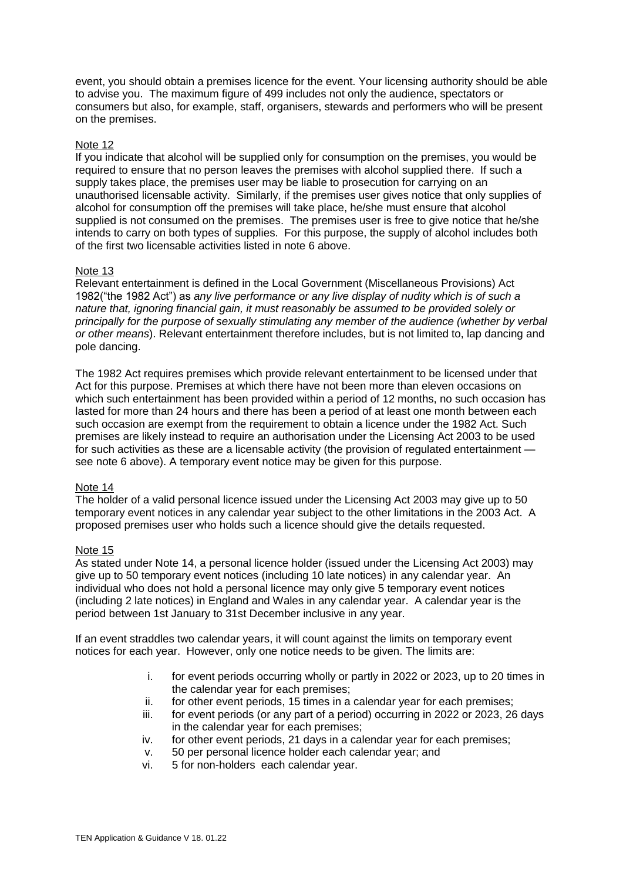event, you should obtain a premises licence for the event. Your licensing authority should be able to advise you. The maximum figure of 499 includes not only the audience, spectators or consumers but also, for example, staff, organisers, stewards and performers who will be present on the premises.

Note 12

If you indicate that alcohol will be supplied only for consumption on the premises, you would be required to ensure that no person leaves the premises with alcohol supplied there. If such a supply takes place, the premises user may be liable to prosecution for carrying on an unauthorised licensable activity. Similarly, if the premises user gives notice that only supplies of alcohol for consumption off the premises will take place, he/she must ensure that alcohol supplied is not consumed on the premises. The premises user is free to give notice that he/she intends to carry on both types of supplies. For this purpose, the supply of alcohol includes both of the first two licensable activities listed in note 6 above.

Note 13

Relevant entertainment is defined in the Local Government (Miscellaneous Provisions) Act 1982("the 1982 Act") as *any live performance or any live display of nudity which is of such a nature that, ignoring financial gain, it must reasonably be assumed to be provided solely or principally for the purpose of sexually stimulating any member of the audience (whether by verbal or other means*). Relevant entertainment therefore includes, but is not limited to, lap dancing and pole dancing.

The 1982 Act requires premises which provide relevant entertainment to be licensed under that Act for this purpose. Premises at which there have not been more than eleven occasions on which such entertainment has been provided within a period of 12 months, no such occasion has lasted for more than 24 hours and there has been a period of at least one month between each such occasion are exempt from the requirement to obtain a licence under the 1982 Act. Such premises are likely instead to require an authorisation under the Licensing Act 2003 to be used for such activities as these are a licensable activity (the provision of regulated entertainment — see note 6 above). A temporary event notice may be given for this purpose.

Note 14

The holder of a valid personal licence issued under the Licensing Act 2003 may give up to 50 temporary event notices in any calendar year subject to the other limitations in the 2003 Act. A proposed premises user who holds such a licence should give the details requested.

Note 15

As stated under Note 14, a personal licence holder (issued under the Licensing Act 2003) may give up to 50 temporary event notices (including 10 late notices) in any calendar year. An individual who does not hold a personal licence may only give 5 temporary event notices (including 2 late notices) in England and Wales in any calendar year. A calendar year is the period between 1st January to 31st December inclusive in any year.

If an event straddles two calendar years, it will count against the limits on temporary event notices for each year. However, only one notice needs to be given. The limits are:

1. for event periods occurring wholly or partly in 2022 or 2023, up to 20 times in the calendar year for each premises;
2. for other event periods, 15 times in a calendar year for each premises;
3. for event periods (or any part of a period) occurring in 2022 or 2023, 26 days in the calendar year for each premises;
4. for other event periods, 21 days in a calendar year for each premises;
5. 50 per personal licence holder each calendar year; and
6. 5 for non-holders each calendar year.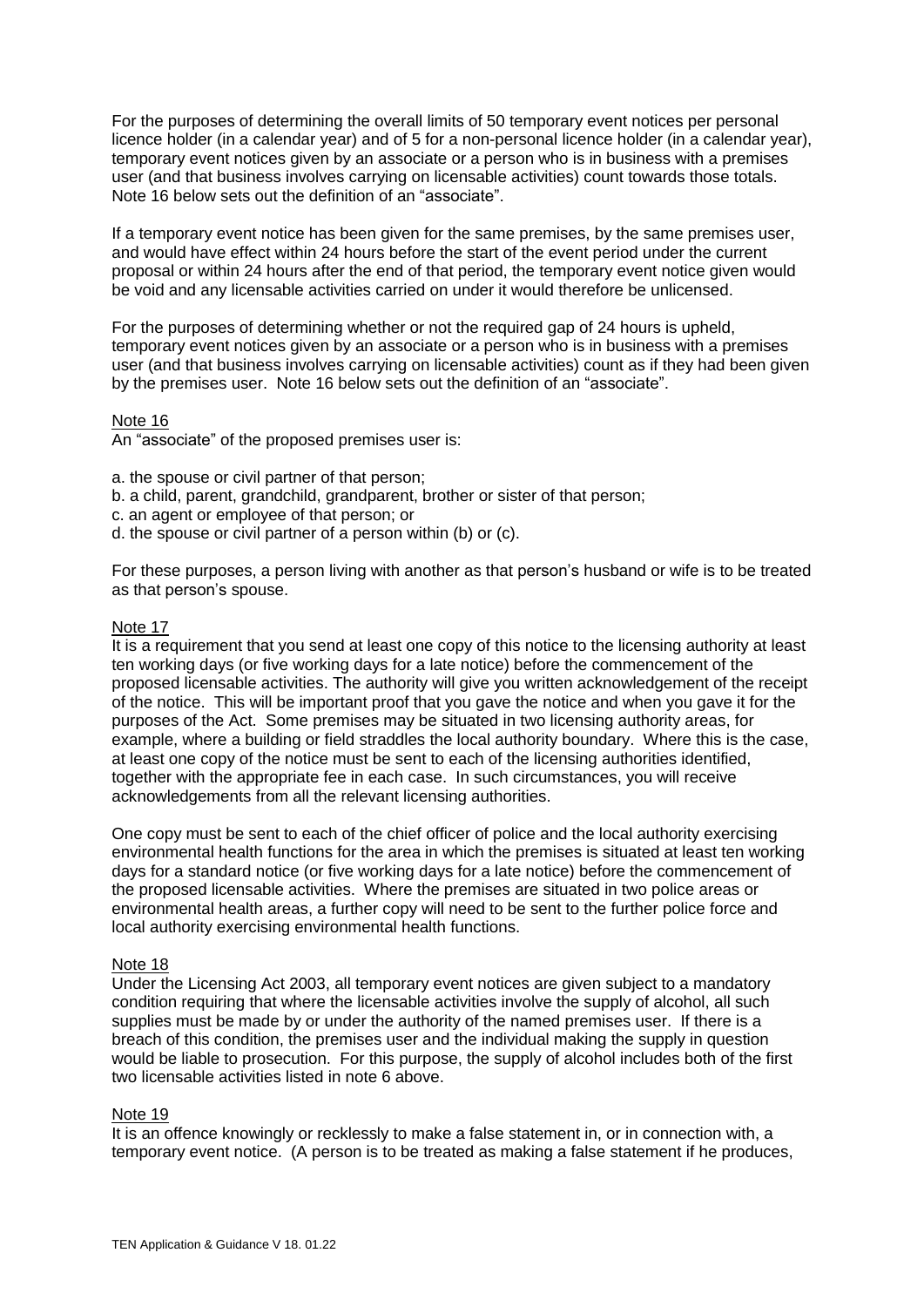For the purposes of determining the overall limits of 50 temporary event notices per personal licence holder (in a calendar year) and of 5 for a non-personal licence holder (in a calendar year), temporary event notices given by an associate or a person who is in business with a premises user (and that business involves carrying on licensable activities) count towards those totals. Note 16 below sets out the definition of an "associate".

If a temporary event notice has been given for the same premises, by the same premises user, and would have effect within 24 hours before the start of the event period under the current proposal or within 24 hours after the end of that period, the temporary event notice given would be void and any licensable activities carried on under it would therefore be unlicensed.

For the purposes of determining whether or not the required gap of 24 hours is upheld, temporary event notices given by an associate or a person who is in business with a premises user (and that business involves carrying on licensable activities) count as if they had been given by the premises user. Note 16 below sets out the definition of an "associate".

Note 16

An "associate" of the proposed premises user is:

a. the spouse or civil partner of that person;
b. a child, parent, grandchild, grandparent, brother or sister of that person;
c. an agent or employee of that person; or
d. the spouse or civil partner of a person within (b) or (c).

For these purposes, a person living with another as that person's husband or wife is to be treated as that person's spouse.

Note 17

It is a requirement that you send at least one copy of this notice to the licensing authority at least ten working days (or five working days for a late notice) before the commencement of the proposed licensable activities. The authority will give you written acknowledgement of the receipt of the notice. This will be important proof that you gave the notice and when you gave it for the purposes of the Act. Some premises may be situated in two licensing authority areas, for example, where a building or field straddles the local authority boundary. Where this is the case, at least one copy of the notice must be sent to each of the licensing authorities identified, together with the appropriate fee in each case. In such circumstances, you will receive acknowledgements from all the relevant licensing authorities.

One copy must be sent to each of the chief officer of police and the local authority exercising environmental health functions for the area in which the premises is situated at least ten working days for a standard notice (or five working days for a late notice) before the commencement of the proposed licensable activities. Where the premises are situated in two police areas or environmental health areas, a further copy will need to be sent to the further police force and local authority exercising environmental health functions.

Note 18

Under the Licensing Act 2003, all temporary event notices are given subject to a mandatory condition requiring that where the licensable activities involve the supply of alcohol, all such supplies must be made by or under the authority of the named premises user. If there is a breach of this condition, the premises user and the individual making the supply in question would be liable to prosecution. For this purpose, the supply of alcohol includes both of the first two licensable activities listed in note 6 above.

Note 19

It is an offence knowingly or recklessly to make a false statement in, or in connection with, a temporary event notice. (A person is to be treated as making a false statement if he produces,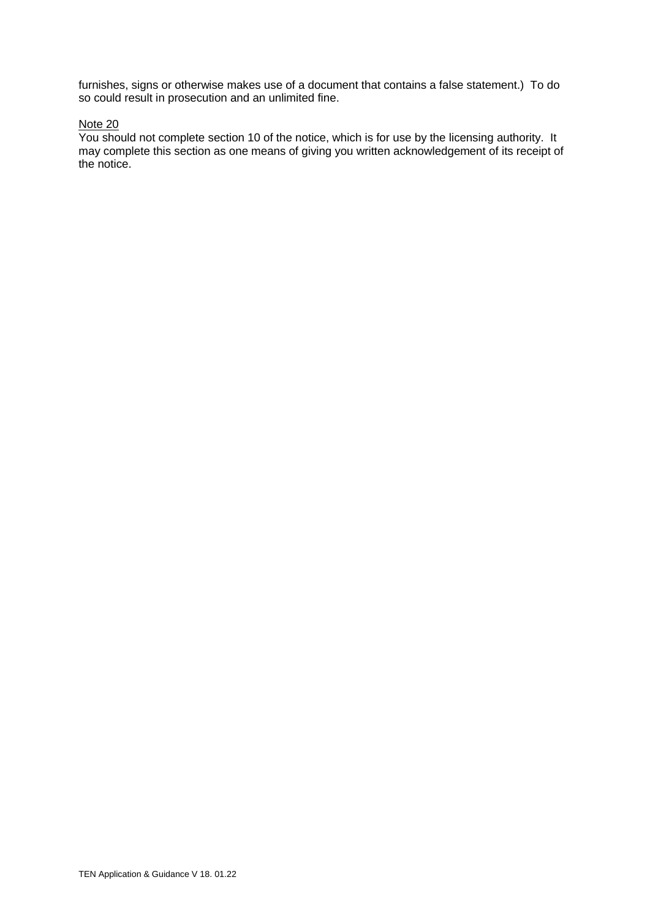furnishes, signs or otherwise makes use of a document that contains a false statement.) To do so could result in prosecution and an unlimited fine.

Note 20

You should not complete section 10 of the notice, which is for use by the licensing authority. It may complete this section as one means of giving you written acknowledgement of its receipt of the notice.